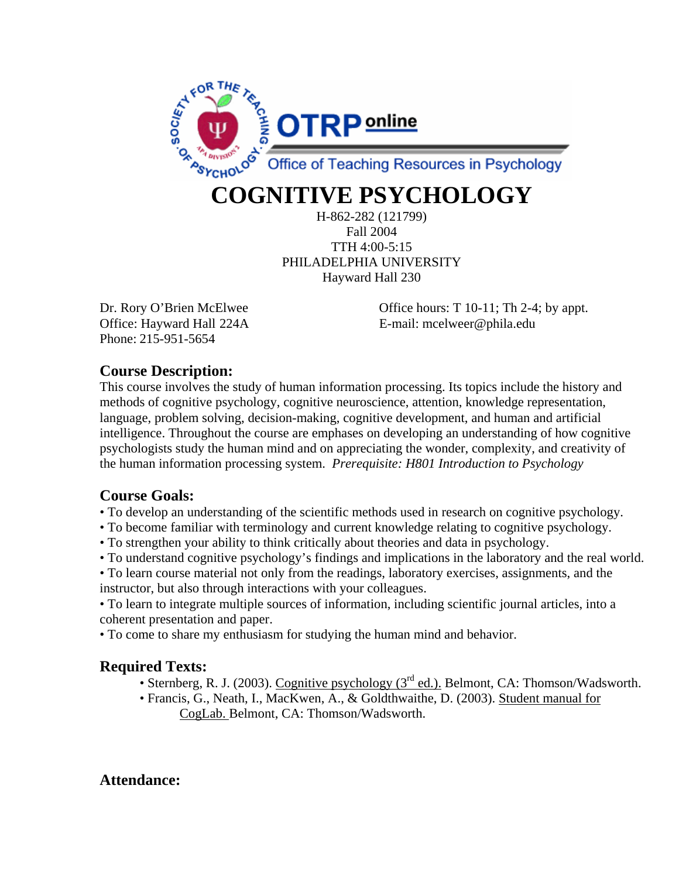# COGNITIVE PSYCHOLOGY

H-862-282 (121799)
Fall 2004
TTH 4:00-5:15
PHILADELPHIA UNIVERSITY
Hayward Hall 230

Dr. Rory O'Brien McElwee
Office: Hayward Hall 224A
Phone: 215-951-5654

Office hours: T 10-11; Th 2-4; by appt.
E-mail: mcelweer@phila.edu

## Course Description:

This course involves the study of human information processing. Its topics include the history and methods of cognitive psychology, cognitive neuroscience, attention, knowledge representation, language, problem solving, decision-making, cognitive development, and human and artificial intelligence. Throughout the course are emphases on developing an understanding of how cognitive psychologists study the human mind and on appreciating the wonder, complexity, and creativity of the human information processing system. *Prerequisite: H801 Introduction to Psychology*

## Course Goals:

- To develop an understanding of the scientific methods used in research on cognitive psychology.
- To become familiar with terminology and current knowledge relating to cognitive psychology.
- To strengthen your ability to think critically about theories and data in psychology.
- To understand cognitive psychology's findings and implications in the laboratory and the real world.
- To learn course material not only from the readings, laboratory exercises, assignments, and the instructor, but also through interactions with your colleagues.
- To learn to integrate multiple sources of information, including scientific journal articles, into a coherent presentation and paper.
- To come to share my enthusiasm for studying the human mind and behavior.

## Required Texts:

- Sternberg, R. J. (2003). Cognitive psychology (3rd ed.). Belmont, CA: Thomson/Wadsworth.
- Francis, G., Neath, I., MacKwen, A., & Goldthwaithe, D. (2003). Student manual for CogLab. Belmont, CA: Thomson/Wadsworth.

## Attendance: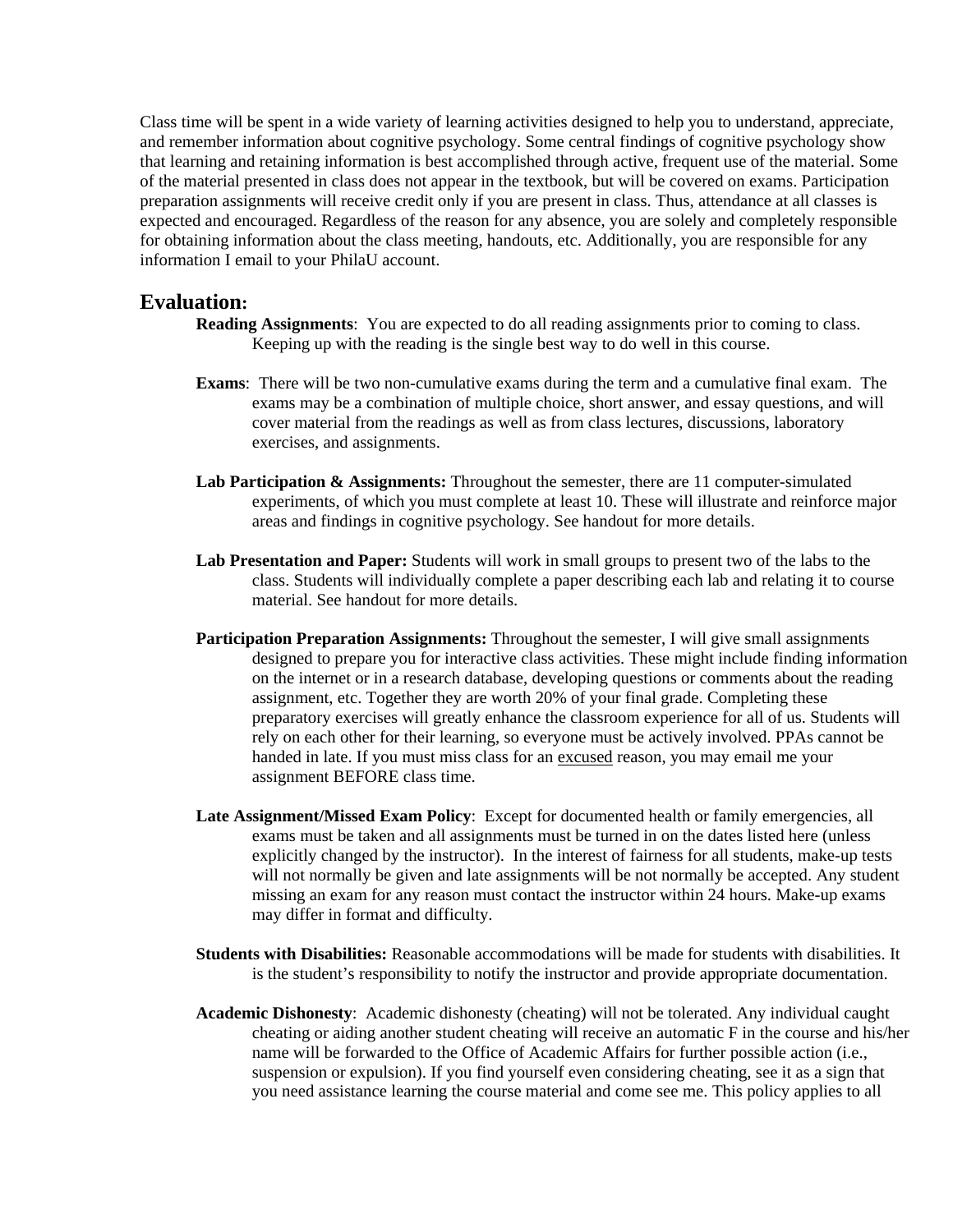Class time will be spent in a wide variety of learning activities designed to help you to understand, appreciate, and remember information about cognitive psychology. Some central findings of cognitive psychology show that learning and retaining information is best accomplished through active, frequent use of the material. Some of the material presented in class does not appear in the textbook, but will be covered on exams. Participation preparation assignments will receive credit only if you are present in class. Thus, attendance at all classes is expected and encouraged. Regardless of the reason for any absence, you are solely and completely responsible for obtaining information about the class meeting, handouts, etc. Additionally, you are responsible for any information I email to your PhilaU account.

## Evaluation:

**Reading Assignments**: You are expected to do all reading assignments prior to coming to class. Keeping up with the reading is the single best way to do well in this course.

**Exams**: There will be two non-cumulative exams during the term and a cumulative final exam. The exams may be a combination of multiple choice, short answer, and essay questions, and will cover material from the readings as well as from class lectures, discussions, laboratory exercises, and assignments.

**Lab Participation & Assignments:** Throughout the semester, there are 11 computer-simulated experiments, of which you must complete at least 10. These will illustrate and reinforce major areas and findings in cognitive psychology. See handout for more details.

**Lab Presentation and Paper:** Students will work in small groups to present two of the labs to the class. Students will individually complete a paper describing each lab and relating it to course material. See handout for more details.

**Participation Preparation Assignments:** Throughout the semester, I will give small assignments designed to prepare you for interactive class activities. These might include finding information on the internet or in a research database, developing questions or comments about the reading assignment, etc. Together they are worth 20% of your final grade. Completing these preparatory exercises will greatly enhance the classroom experience for all of us. Students will rely on each other for their learning, so everyone must be actively involved. PPAs cannot be handed in late. If you must miss class for an <u>excused</u> reason, you may email me your assignment BEFORE class time.

**Late Assignment/Missed Exam Policy**: Except for documented health or family emergencies, all exams must be taken and all assignments must be turned in on the dates listed here (unless explicitly changed by the instructor). In the interest of fairness for all students, make-up tests will not normally be given and late assignments will be not normally be accepted. Any student missing an exam for any reason must contact the instructor within 24 hours. Make-up exams may differ in format and difficulty.

**Students with Disabilities:** Reasonable accommodations will be made for students with disabilities. It is the student's responsibility to notify the instructor and provide appropriate documentation.

**Academic Dishonesty**: Academic dishonesty (cheating) will not be tolerated. Any individual caught cheating or aiding another student cheating will receive an automatic F in the course and his/her name will be forwarded to the Office of Academic Affairs for further possible action (i.e., suspension or expulsion). If you find yourself even considering cheating, see it as a sign that you need assistance learning the course material and come see me. This policy applies to all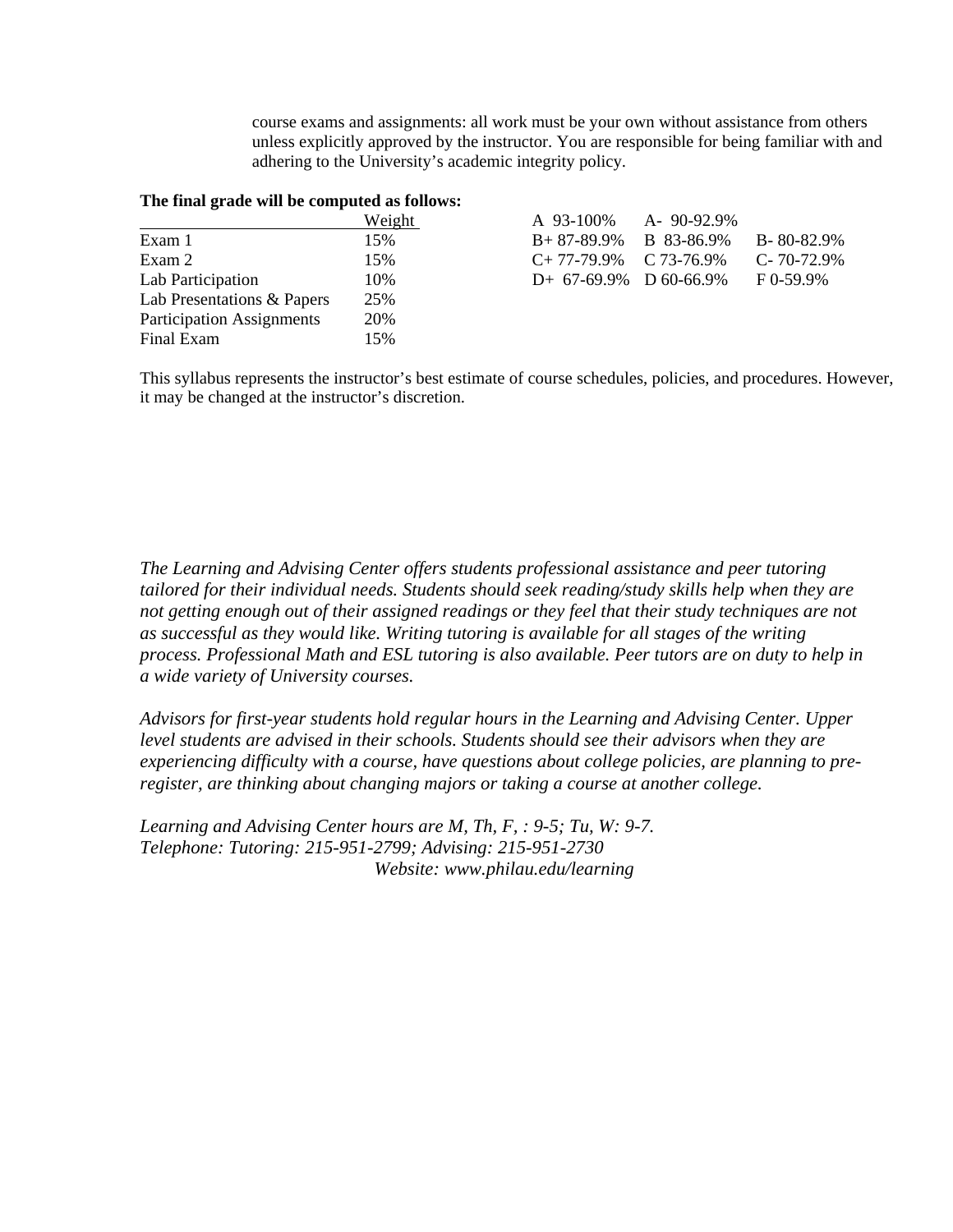course exams and assignments: all work must be your own without assistance from others unless explicitly approved by the instructor. You are responsible for being familiar with and adhering to the University's academic integrity policy.

**The final grade will be computed as follows:**

| | Weight |
|---|---|
| Exam 1 | 15% |
| Exam 2 | 15% |
| Lab Participation | 10% |
| Lab Presentations & Papers | 25% |
| Participation Assignments | 20% |
| Final Exam | 15% |

| | | |
|---|---|---|
| A 93-100% | A- 90-92.9% | |
| B+ 87-89.9% | B 83-86.9% | B- 80-82.9% |
| C+ 77-79.9% | C 73-76.9% | C- 70-72.9% |
| D+ 67-69.9% | D 60-66.9% | F 0-59.9% |

This syllabus represents the instructor's best estimate of course schedules, policies, and procedures. However, it may be changed at the instructor's discretion.

*The Learning and Advising Center offers students professional assistance and peer tutoring tailored for their individual needs. Students should seek reading/study skills help when they are not getting enough out of their assigned readings or they feel that their study techniques are not as successful as they would like. Writing tutoring is available for all stages of the writing process. Professional Math and ESL tutoring is also available. Peer tutors are on duty to help in a wide variety of University courses.*

*Advisors for first-year students hold regular hours in the Learning and Advising Center. Upper level students are advised in their schools. Students should see their advisors when they are experiencing difficulty with a course, have questions about college policies, are planning to pre-register, are thinking about changing majors or taking a course at another college.*

*Learning and Advising Center hours are M, Th, F, : 9-5; Tu, W: 9-7.*
*Telephone: Tutoring: 215-951-2799; Advising: 215-951-2730*
*Website: www.philau.edu/learning*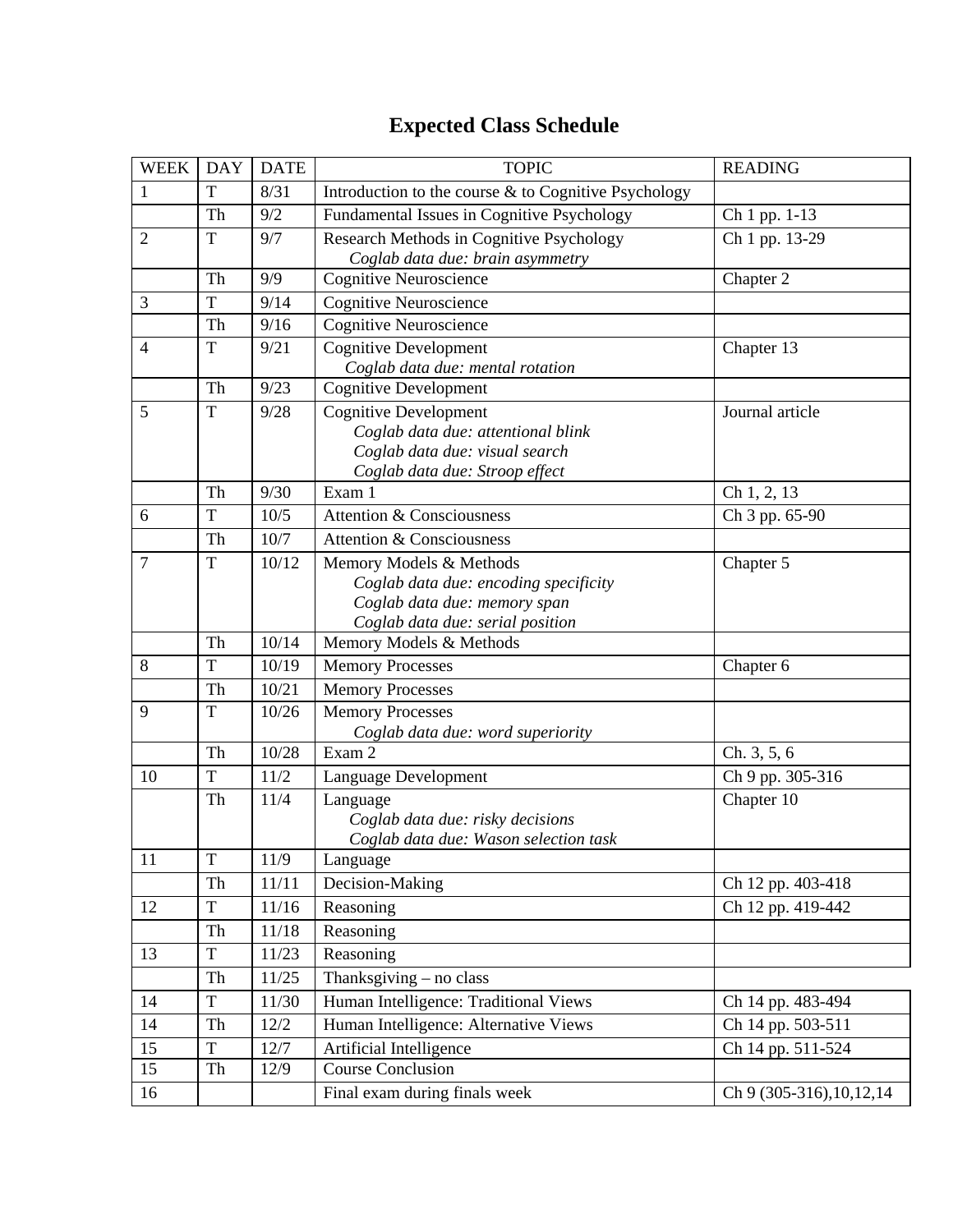# Expected Class Schedule

| WEEK | DAY | DATE | TOPIC | READING |
|---|---|---|---|---|
| 1 | T | 8/31 | Introduction to the course & to Cognitive Psychology | |
| | Th | 9/2 | Fundamental Issues in Cognitive Psychology | Ch 1 pp. 1-13 |
| 2 | T | 9/7 | Research Methods in Cognitive Psychology<br>*Coglab data due: brain asymmetry* | Ch 1 pp. 13-29 |
| | Th | 9/9 | Cognitive Neuroscience | Chapter 2 |
| 3 | T | 9/14 | Cognitive Neuroscience | |
| | Th | 9/16 | Cognitive Neuroscience | |
| 4 | T | 9/21 | Cognitive Development<br>*Coglab data due: mental rotation* | Chapter 13 |
| | Th | 9/23 | Cognitive Development | |
| 5 | T | 9/28 | Cognitive Development<br>*Coglab data due: attentional blink*<br>*Coglab data due: visual search*<br>*Coglab data due: Stroop effect* | Journal article |
| | Th | 9/30 | Exam 1 | Ch 1, 2, 13 |
| 6 | T | 10/5 | Attention & Consciousness | Ch 3 pp. 65-90 |
| | Th | 10/7 | Attention & Consciousness | |
| 7 | T | 10/12 | Memory Models & Methods<br>*Coglab data due: encoding specificity*<br>*Coglab data due: memory span*<br>*Coglab data due: serial position* | Chapter 5 |
| | Th | 10/14 | Memory Models & Methods | |
| 8 | T | 10/19 | Memory Processes | Chapter 6 |
| | Th | 10/21 | Memory Processes | |
| 9 | T | 10/26 | Memory Processes<br>*Coglab data due: word superiority* | |
| | Th | 10/28 | Exam 2 | Ch. 3, 5, 6 |
| 10 | T | 11/2 | Language Development | Ch 9 pp. 305-316 |
| | Th | 11/4 | Language<br>*Coglab data due: risky decisions*<br>*Coglab data due: Wason selection task* | Chapter 10 |
| 11 | T | 11/9 | Language | |
| | Th | 11/11 | Decision-Making | Ch 12 pp. 403-418 |
| 12 | T | 11/16 | Reasoning | Ch 12 pp. 419-442 |
| | Th | 11/18 | Reasoning | |
| 13 | T | 11/23 | Reasoning | |
| | Th | 11/25 | Thanksgiving – no class | |
| 14 | T | 11/30 | Human Intelligence: Traditional Views | Ch 14 pp. 483-494 |
| 14 | Th | 12/2 | Human Intelligence: Alternative Views | Ch 14 pp. 503-511 |
| 15 | T | 12/7 | Artificial Intelligence | Ch 14 pp. 511-524 |
| 15 | Th | 12/9 | Course Conclusion | |
| 16 | | | Final exam during finals week | Ch 9 (305-316),10,12,14 |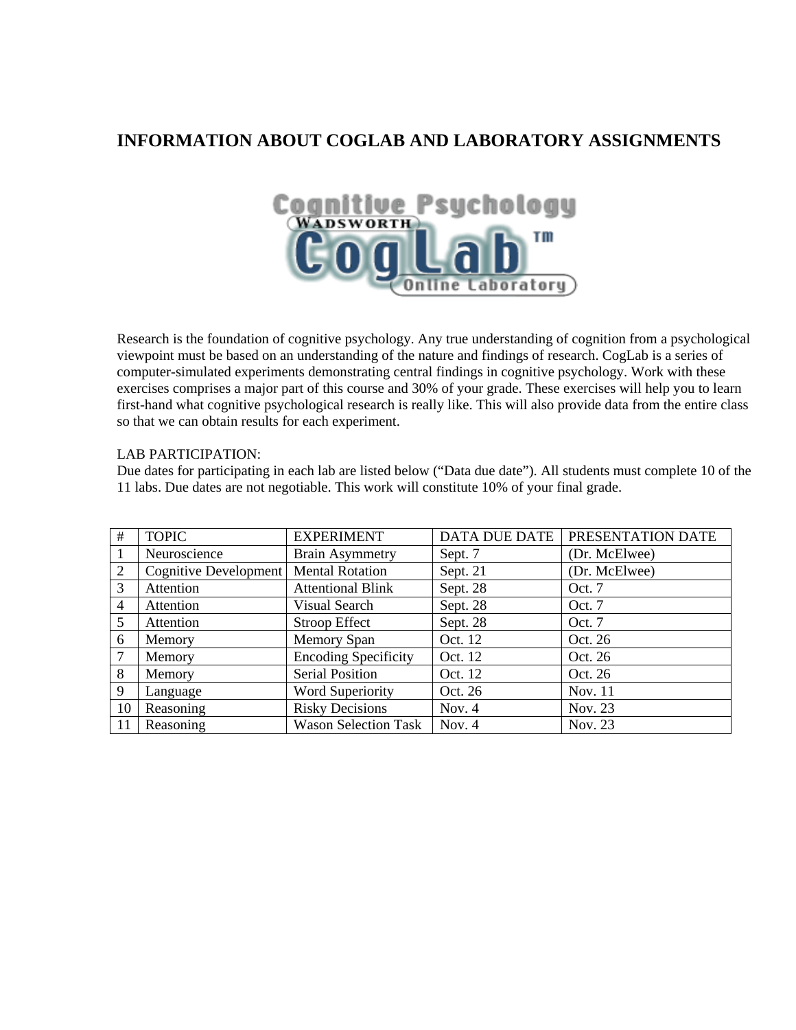# INFORMATION ABOUT COGLAB AND LABORATORY ASSIGNMENTS

Research is the foundation of cognitive psychology. Any true understanding of cognition from a psychological viewpoint must be based on an understanding of the nature and findings of research. CogLab is a series of computer-simulated experiments demonstrating central findings in cognitive psychology. Work with these exercises comprises a major part of this course and 30% of your grade. These exercises will help you to learn first-hand what cognitive psychological research is really like. This will also provide data from the entire class so that we can obtain results for each experiment.

LAB PARTICIPATION:
Due dates for participating in each lab are listed below ("Data due date"). All students must complete 10 of the 11 labs. Due dates are not negotiable. This work will constitute 10% of your final grade.

| # | TOPIC | EXPERIMENT | DATA DUE DATE | PRESENTATION DATE |
|---|---|---|---|---|
| 1 | Neuroscience | Brain Asymmetry | Sept. 7 | (Dr. McElwee) |
| 2 | Cognitive Development | Mental Rotation | Sept. 21 | (Dr. McElwee) |
| 3 | Attention | Attentional Blink | Sept. 28 | Oct. 7 |
| 4 | Attention | Visual Search | Sept. 28 | Oct. 7 |
| 5 | Attention | Stroop Effect | Sept. 28 | Oct. 7 |
| 6 | Memory | Memory Span | Oct. 12 | Oct. 26 |
| 7 | Memory | Encoding Specificity | Oct. 12 | Oct. 26 |
| 8 | Memory | Serial Position | Oct. 12 | Oct. 26 |
| 9 | Language | Word Superiority | Oct. 26 | Nov. 11 |
| 10 | Reasoning | Risky Decisions | Nov. 4 | Nov. 23 |
| 11 | Reasoning | Wason Selection Task | Nov. 4 | Nov. 23 |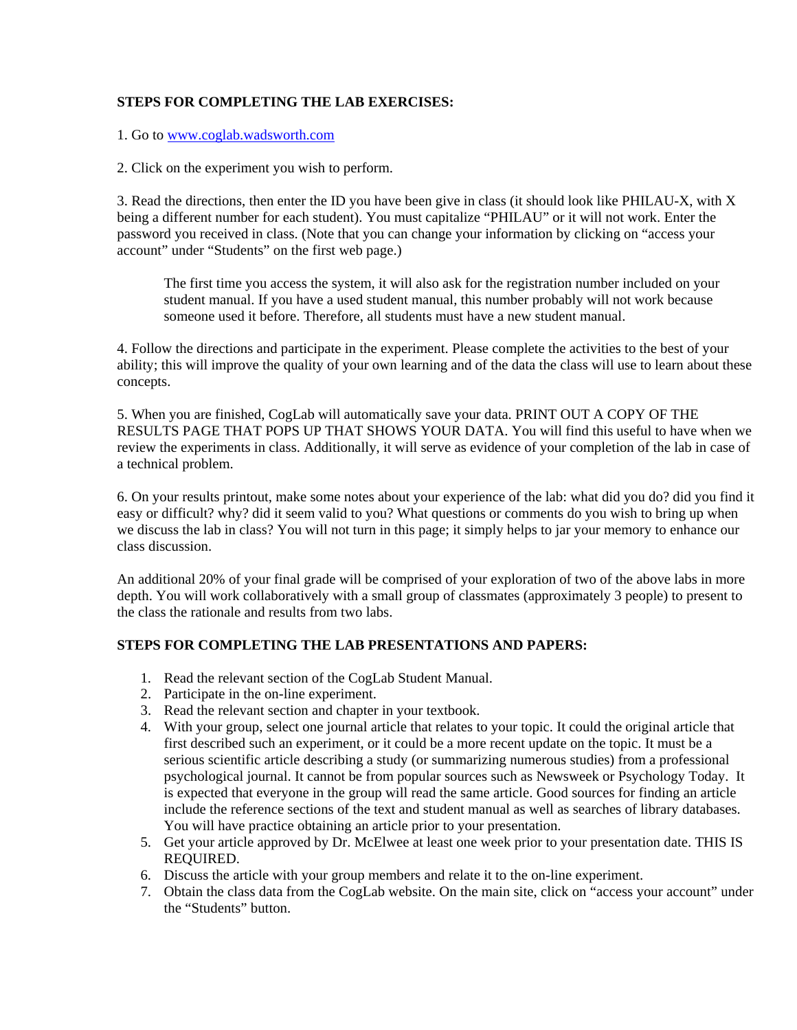**STEPS FOR COMPLETING THE LAB EXERCISES:**

1. Go to www.coglab.wadsworth.com

2. Click on the experiment you wish to perform.

3. Read the directions, then enter the ID you have been give in class (it should look like PHILAU-X, with X being a different number for each student). You must capitalize "PHILAU" or it will not work. Enter the password you received in class. (Note that you can change your information by clicking on "access your account" under "Students" on the first web page.)

   The first time you access the system, it will also ask for the registration number included on your student manual. If you have a used student manual, this number probably will not work because someone used it before. Therefore, all students must have a new student manual.

4. Follow the directions and participate in the experiment. Please complete the activities to the best of your ability; this will improve the quality of your own learning and of the data the class will use to learn about these concepts.

5. When you are finished, CogLab will automatically save your data. PRINT OUT A COPY OF THE RESULTS PAGE THAT POPS UP THAT SHOWS YOUR DATA. You will find this useful to have when we review the experiments in class. Additionally, it will serve as evidence of your completion of the lab in case of a technical problem.

6. On your results printout, make some notes about your experience of the lab: what did you do? did you find it easy or difficult? why? did it seem valid to you? What questions or comments do you wish to bring up when we discuss the lab in class? You will not turn in this page; it simply helps to jar your memory to enhance our class discussion.

An additional 20% of your final grade will be comprised of your exploration of two of the above labs in more depth. You will work collaboratively with a small group of classmates (approximately 3 people) to present to the class the rationale and results from two labs.

**STEPS FOR COMPLETING THE LAB PRESENTATIONS AND PAPERS:**

1. Read the relevant section of the CogLab Student Manual.
2. Participate in the on-line experiment.
3. Read the relevant section and chapter in your textbook.
4. With your group, select one journal article that relates to your topic. It could the original article that first described such an experiment, or it could be a more recent update on the topic. It must be a serious scientific article describing a study (or summarizing numerous studies) from a professional psychological journal. It cannot be from popular sources such as Newsweek or Psychology Today. It is expected that everyone in the group will read the same article. Good sources for finding an article include the reference sections of the text and student manual as well as searches of library databases. You will have practice obtaining an article prior to your presentation.
5. Get your article approved by Dr. McElwee at least one week prior to your presentation date. THIS IS REQUIRED.
6. Discuss the article with your group members and relate it to the on-line experiment.
7. Obtain the class data from the CogLab website. On the main site, click on "access your account" under the "Students" button.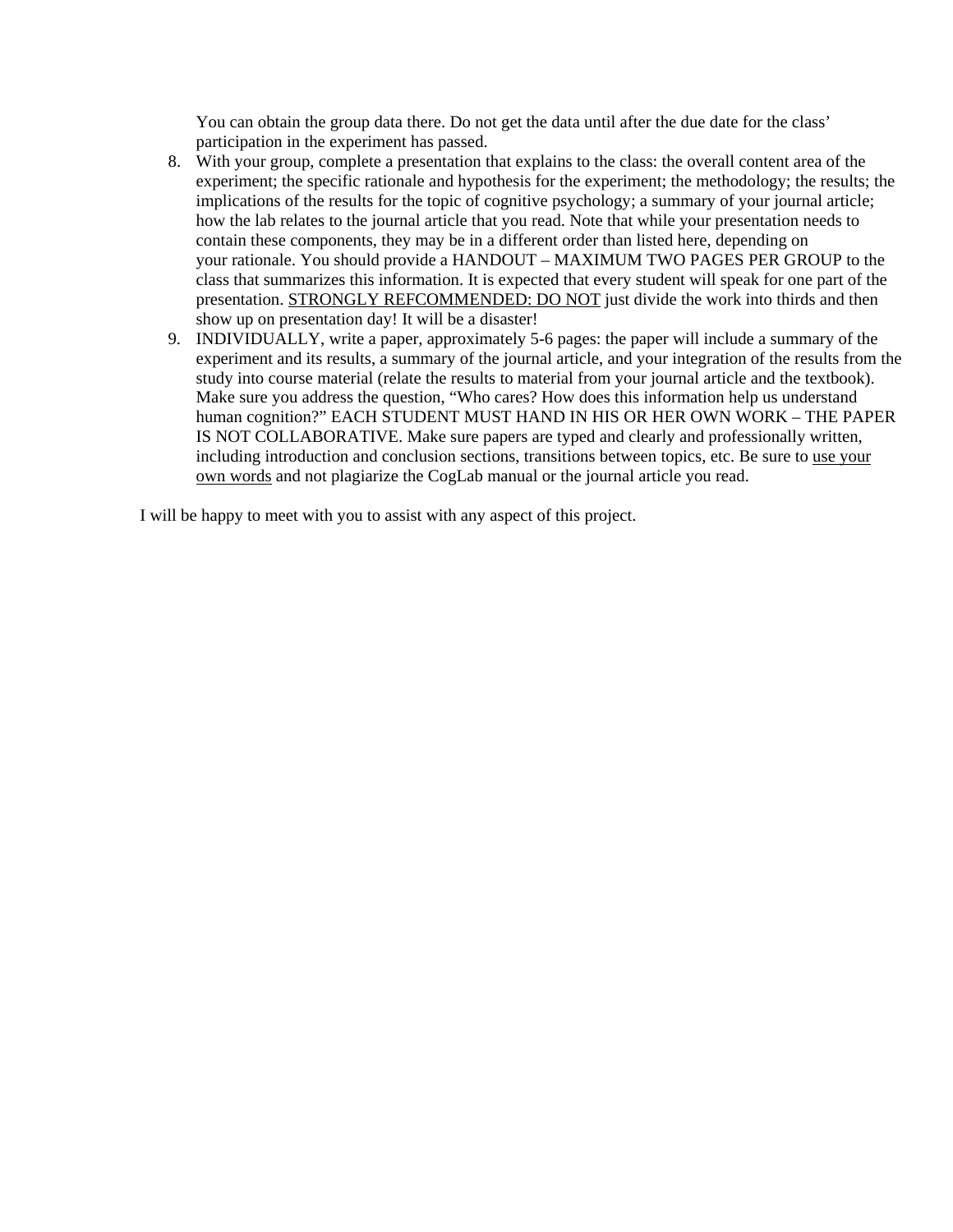You can obtain the group data there. Do not get the data until after the due date for the class' participation in the experiment has passed.

8. With your group, complete a presentation that explains to the class: the overall content area of the experiment; the specific rationale and hypothesis for the experiment; the methodology; the results; the implications of the results for the topic of cognitive psychology; a summary of your journal article; how the lab relates to the journal article that you read. Note that while your presentation needs to contain these components, they may be in a different order than listed here, depending on your rationale. You should provide a HANDOUT – MAXIMUM TWO PAGES PER GROUP to the class that summarizes this information. It is expected that every student will speak for one part of the presentation. <u>STRONGLY REFCOMMENDED: DO NOT</u> just divide the work into thirds and then show up on presentation day! It will be a disaster!
9. INDIVIDUALLY, write a paper, approximately 5-6 pages: the paper will include a summary of the experiment and its results, a summary of the journal article, and your integration of the results from the study into course material (relate the results to material from your journal article and the textbook). Make sure you address the question, "Who cares? How does this information help us understand human cognition?" EACH STUDENT MUST HAND IN HIS OR HER OWN WORK – THE PAPER IS NOT COLLABORATIVE. Make sure papers are typed and clearly and professionally written, including introduction and conclusion sections, transitions between topics, etc. Be sure to <u>use your own words</u> and not plagiarize the CogLab manual or the journal article you read.

I will be happy to meet with you to assist with any aspect of this project.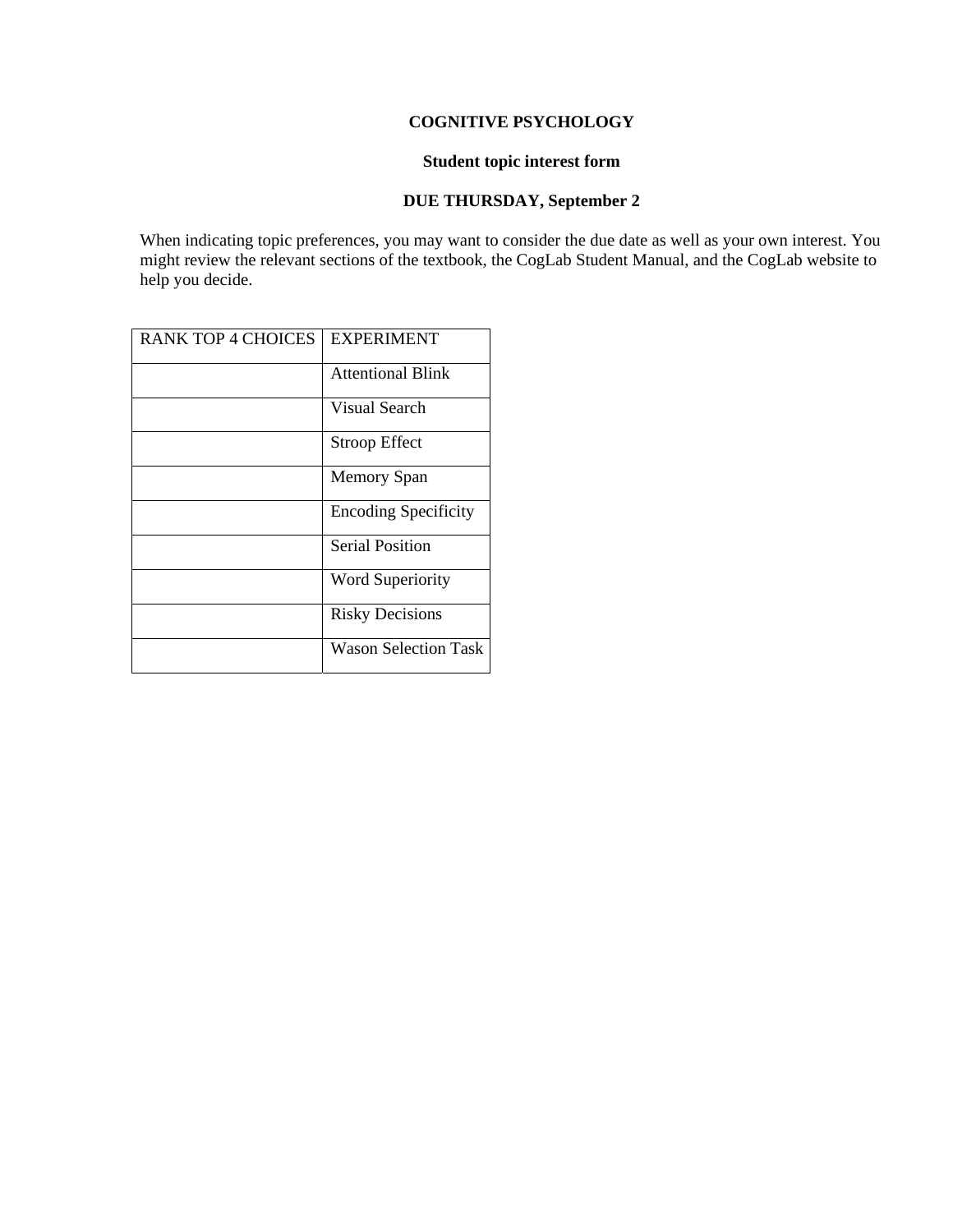**COGNITIVE PSYCHOLOGY**

**Student topic interest form**

**DUE THURSDAY, September 2**

When indicating topic preferences, you may want to consider the due date as well as your own interest. You might review the relevant sections of the textbook, the CogLab Student Manual, and the CogLab website to help you decide.

| RANK TOP 4 CHOICES | EXPERIMENT |
|---|---|
| | Attentional Blink |
| | Visual Search |
| | Stroop Effect |
| | Memory Span |
| | Encoding Specificity |
| | Serial Position |
| | Word Superiority |
| | Risky Decisions |
| | Wason Selection Task |